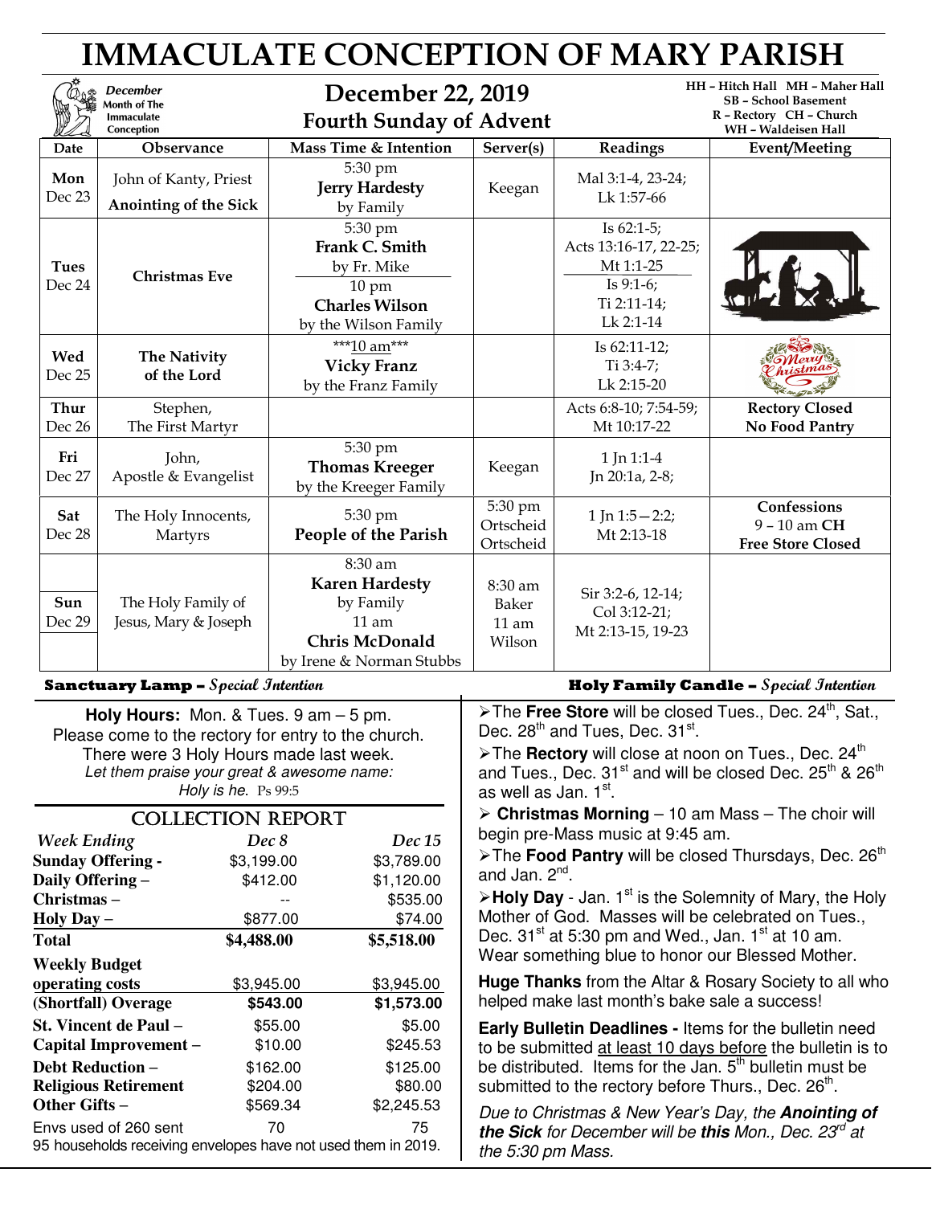# IMMACULATE CONCEPTION OF MARY PARISH

**December Month of The Immaculate Conception**

## December 22, 2019
## Fourth Sunday of Advent

HH – Hitch Hall MH – Maher Hall
SB – School Basement
R – Rectory CH – Church
WH – Waldeisen Hall

| Date | Observance | Mass Time & Intention | Server(s) | Readings | Event/Meeting |
|---|---|---|---|---|---|
| Mon Dec 23 | John of Kanty, Priest **Anointing of the Sick** | 5:30 pm **Jerry Hardesty** by Family | Keegan | Mal 3:1-4, 23-24; Lk 1:57-66 | |
| Tues Dec 24 | **Christmas Eve** | 5:30 pm **Frank C. Smith** by Fr. Mike / 10 pm **Charles Wilson** by the Wilson Family | | Is 62:1-5; Acts 13:16-17, 22-25; Mt 1:1-25 / Is 9:1-6; Ti 2:11-14; Lk 2:1-14 | |
| Wed Dec 25 | **The Nativity of the Lord** | ***10 am*** **Vicky Franz** by the Franz Family | | Is 62:11-12; Ti 3:4-7; Lk 2:15-20 | Merry Christmas |
| Thur Dec 26 | Stephen, The First Martyr | | | Acts 6:8-10; 7:54-59; Mt 10:17-22 | **Rectory Closed** **No Food Pantry** |
| Fri Dec 27 | John, Apostle & Evangelist | 5:30 pm **Thomas Kreeger** by the Kreeger Family | Keegan | 1 Jn 1:1-4 Jn 20:1a, 2-8; | |
| Sat Dec 28 | The Holy Innocents, Martyrs | 5:30 pm **People of the Parish** | 5:30 pm Ortscheid Ortscheid | 1 Jn 1:5—2:2; Mt 2:13-18 | **Confessions** 9 – 10 am **CH** **Free Store Closed** |
| Sun Dec 29 | The Holy Family of Jesus, Mary & Joseph | 8:30 am **Karen Hardesty** by Family / 11 am **Chris McDonald** by Irene & Norman Stubbs | 8:30 am Baker 11 am Wilson | Sir 3:2-6, 12-14; Col 3:12-21; Mt 2:13-15, 19-23 | |

**Sanctuary Lamp –** *Special Intention*

**Holy Family Candle –** *Special Intention*

**Holy Hours:** Mon. & Tues. 9 am – 5 pm.
Please come to the rectory for entry to the church.
There were 3 Holy Hours made last week.
*Let them praise your great & awesome name: Holy is he.* Ps 99:5

## COLLECTION REPORT

| *Week Ending* | *Dec 8* | *Dec 15* |
|---|---|---|
| **Sunday Offering -** | $3,199.00 | $3,789.00 |
| **Daily Offering –** | $412.00 | $1,120.00 |
| **Christmas –** | -- | $535.00 |
| **Holy Day –** | $877.00 | $74.00 |
| **Total** | **$4,488.00** | **$5,518.00** |
| **Weekly Budget operating costs** | $3,945.00 | $3,945.00 |
| **(Shortfall) Overage** | **$543.00** | **$1,573.00** |
| **St. Vincent de Paul –** | $55.00 | $5.00 |
| **Capital Improvement –** | $10.00 | $245.53 |
| **Debt Reduction –** | $162.00 | $125.00 |
| **Religious Retirement** | $204.00 | $80.00 |
| **Other Gifts –** | $569.34 | $2,245.53 |
| Envs used of 260 sent | 70 | 75 |

95 households receiving envelopes have not used them in 2019.

- The **Free Store** will be closed Tues., Dec. 24th, Sat., Dec. 28th and Tues, Dec. 31st.
- The **Rectory** will close at noon on Tues., Dec. 24th and Tues., Dec. 31st and will be closed Dec. 25th & 26th as well as Jan. 1st.
- **Christmas Morning** – 10 am Mass – The choir will begin pre-Mass music at 9:45 am.
- The **Food Pantry** will be closed Thursdays, Dec. 26th and Jan. 2nd.
- **Holy Day** - Jan. 1st is the Solemnity of Mary, the Holy Mother of God. Masses will be celebrated on Tues., Dec. 31st at 5:30 pm and Wed., Jan. 1st at 10 am. Wear something blue to honor our Blessed Mother.

**Huge Thanks** from the Altar & Rosary Society to all who helped make last month's bake sale a success!

**Early Bulletin Deadlines -** Items for the bulletin need to be submitted at least 10 days before the bulletin is to be distributed. Items for the Jan. 5th bulletin must be submitted to the rectory before Thurs., Dec. 26th.

*Due to Christmas & New Year's Day, the* ***Anointing of the Sick*** *for December will be* ***this*** *Mon., Dec. 23rd at the 5:30 pm Mass.*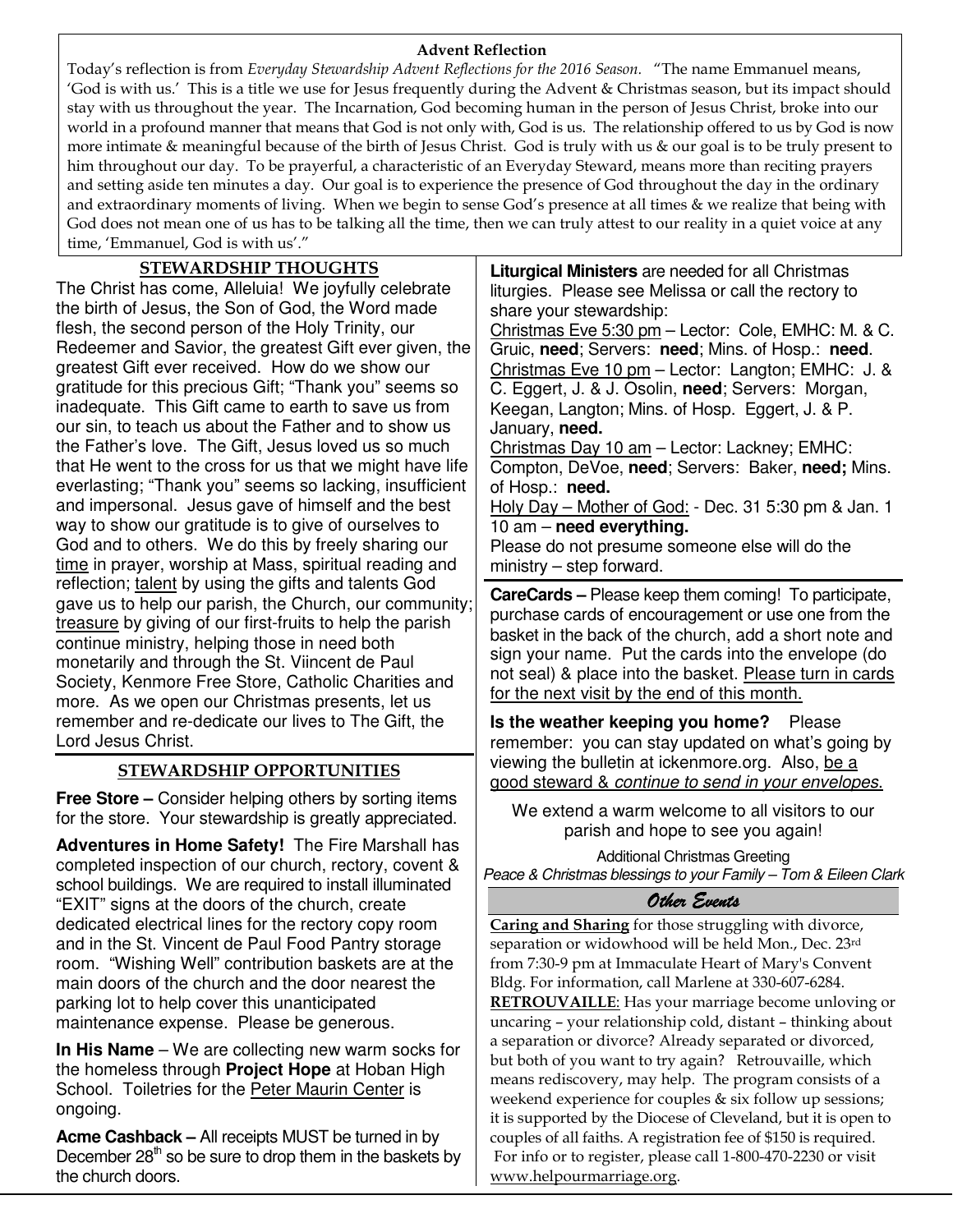**Advent Reflection**

Today's reflection is from *Everyday Stewardship Advent Reflections for the 2016 Season.* "The name Emmanuel means, 'God is with us.' This is a title we use for Jesus frequently during the Advent & Christmas season, but its impact should stay with us throughout the year. The Incarnation, God becoming human in the person of Jesus Christ, broke into our world in a profound manner that means that God is not only with, God is us. The relationship offered to us by God is now more intimate & meaningful because of the birth of Jesus Christ. God is truly with us & our goal is to be truly present to him throughout our day. To be prayerful, a characteristic of an Everyday Steward, means more than reciting prayers and setting aside ten minutes a day. Our goal is to experience the presence of God throughout the day in the ordinary and extraordinary moments of living. When we begin to sense God's presence at all times & we realize that being with God does not mean one of us has to be talking all the time, then we can truly attest to our reality in a quiet voice at any time, 'Emmanuel, God is with us'."

## STEWARDSHIP THOUGHTS

The Christ has come, Alleluia! We joyfully celebrate the birth of Jesus, the Son of God, the Word made flesh, the second person of the Holy Trinity, our Redeemer and Savior, the greatest Gift ever given, the greatest Gift ever received. How do we show our gratitude for this precious Gift; "Thank you" seems so inadequate. This Gift came to earth to save us from our sin, to teach us about the Father and to show us the Father's love. The Gift, Jesus loved us so much that He went to the cross for us that we might have life everlasting; "Thank you" seems so lacking, insufficient and impersonal. Jesus gave of himself and the best way to show our gratitude is to give of ourselves to God and to others. We do this by freely sharing our time in prayer, worship at Mass, spiritual reading and reflection; talent by using the gifts and talents God gave us to help our parish, the Church, our community; treasure by giving of our first-fruits to help the parish continue ministry, helping those in need both monetarily and through the St. Viincent de Paul Society, Kenmore Free Store, Catholic Charities and more. As we open our Christmas presents, let us remember and re-dedicate our lives to The Gift, the Lord Jesus Christ.

## STEWARDSHIP OPPORTUNITIES

**Free Store –** Consider helping others by sorting items for the store. Your stewardship is greatly appreciated.

**Adventures in Home Safety!** The Fire Marshall has completed inspection of our church, rectory, covent & school buildings. We are required to install illuminated "EXIT" signs at the doors of the church, create dedicated electrical lines for the rectory copy room and in the St. Vincent de Paul Food Pantry storage room. "Wishing Well" contribution baskets are at the main doors of the church and the door nearest the parking lot to help cover this unanticipated maintenance expense. Please be generous.

**In His Name** – We are collecting new warm socks for the homeless through **Project Hope** at Hoban High School. Toiletries for the Peter Maurin Center is ongoing.

**Acme Cashback –** All receipts MUST be turned in by December 28th so be sure to drop them in the baskets by the church doors.

**Liturgical Ministers** are needed for all Christmas liturgies. Please see Melissa or call the rectory to share your stewardship:
Christmas Eve 5:30 pm – Lector: Cole, EMHC: M. & C. Gruic, **need**; Servers: **need**; Mins. of Hosp.: **need**.
Christmas Eve 10 pm – Lector: Langton; EMHC: J. & C. Eggert, J. & J. Osolin, **need**; Servers: Morgan, Keegan, Langton; Mins. of Hosp. Eggert, J. & P. January, **need.**
Christmas Day 10 am – Lector: Lackney; EMHC: Compton, DeVoe, **need**; Servers: Baker, **need;** Mins. of Hosp.: **need.**
Holy Day – Mother of God: - Dec. 31 5:30 pm & Jan. 1 10 am – **need everything.**
Please do not presume someone else will do the ministry – step forward.

**CareCards –** Please keep them coming! To participate, purchase cards of encouragement or use one from the basket in the back of the church, add a short note and sign your name. Put the cards into the envelope (do not seal) & place into the basket. Please turn in cards for the next visit by the end of this month.

**Is the weather keeping you home?** Please remember: you can stay updated on what's going by viewing the bulletin at ickenmore.org. Also, be a good steward & *continue to send in your envelopes.*

We extend a warm welcome to all visitors to our parish and hope to see you again!

Additional Christmas Greeting
*Peace & Christmas blessings to your Family – Tom & Eileen Clark*

## *Other Events*

**Caring and Sharing** for those struggling with divorce, separation or widowhood will be held Mon., Dec. 23rd from 7:30-9 pm at Immaculate Heart of Mary's Convent Bldg. For information, call Marlene at 330-607-6284.

**RETROUVAILLE**: Has your marriage become unloving or uncaring – your relationship cold, distant – thinking about a separation or divorce? Already separated or divorced, but both of you want to try again? Retrouvaille, which means rediscovery, may help. The program consists of a weekend experience for couples & six follow up sessions; it is supported by the Diocese of Cleveland, but it is open to couples of all faiths. A registration fee of $150 is required. For info or to register, please call 1-800-470-2230 or visit www.helpourmarriage.org.